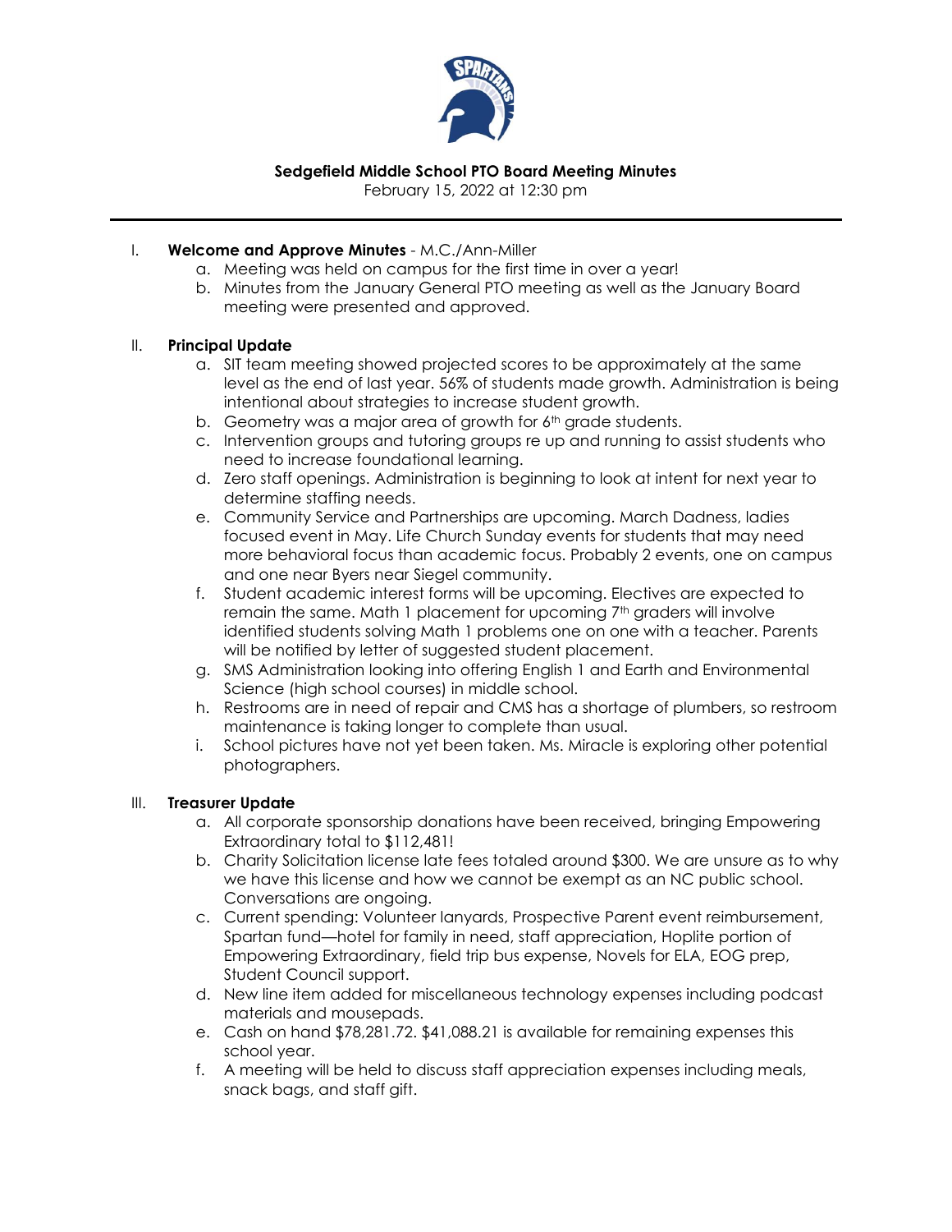**Sedgefield Middle School PTO Board Meeting Minutes**

February 15, 2022 at 12:30 pm

I. **Welcome and Approve Minutes** - M.C./Ann-Miller
   a. Meeting was held on campus for the first time in over a year!
   b. Minutes from the January General PTO meeting as well as the January Board meeting were presented and approved.

II. **Principal Update**
   a. SIT team meeting showed projected scores to be approximately at the same level as the end of last year. 56% of students made growth. Administration is being intentional about strategies to increase student growth.
   b. Geometry was a major area of growth for 6th grade students.
   c. Intervention groups and tutoring groups re up and running to assist students who need to increase foundational learning.
   d. Zero staff openings. Administration is beginning to look at intent for next year to determine staffing needs.
   e. Community Service and Partnerships are upcoming. March Dadness, ladies focused event in May. Life Church Sunday events for students that may need more behavioral focus than academic focus. Probably 2 events, one on campus and one near Byers near Siegel community.
   f. Student academic interest forms will be upcoming. Electives are expected to remain the same. Math 1 placement for upcoming 7th graders will involve identified students solving Math 1 problems one on one with a teacher. Parents will be notified by letter of suggested student placement.
   g. SMS Administration looking into offering English 1 and Earth and Environmental Science (high school courses) in middle school.
   h. Restrooms are in need of repair and CMS has a shortage of plumbers, so restroom maintenance is taking longer to complete than usual.
   i. School pictures have not yet been taken. Ms. Miracle is exploring other potential photographers.

III. **Treasurer Update**
   a. All corporate sponsorship donations have been received, bringing Empowering Extraordinary total to $112,481!
   b. Charity Solicitation license late fees totaled around $300. We are unsure as to why we have this license and how we cannot be exempt as an NC public school. Conversations are ongoing.
   c. Current spending: Volunteer lanyards, Prospective Parent event reimbursement, Spartan fund—hotel for family in need, staff appreciation, Hoplite portion of Empowering Extraordinary, field trip bus expense, Novels for ELA, EOG prep, Student Council support.
   d. New line item added for miscellaneous technology expenses including podcast materials and mousepads.
   e. Cash on hand $78,281.72. $41,088.21 is available for remaining expenses this school year.
   f. A meeting will be held to discuss staff appreciation expenses including meals, snack bags, and staff gift.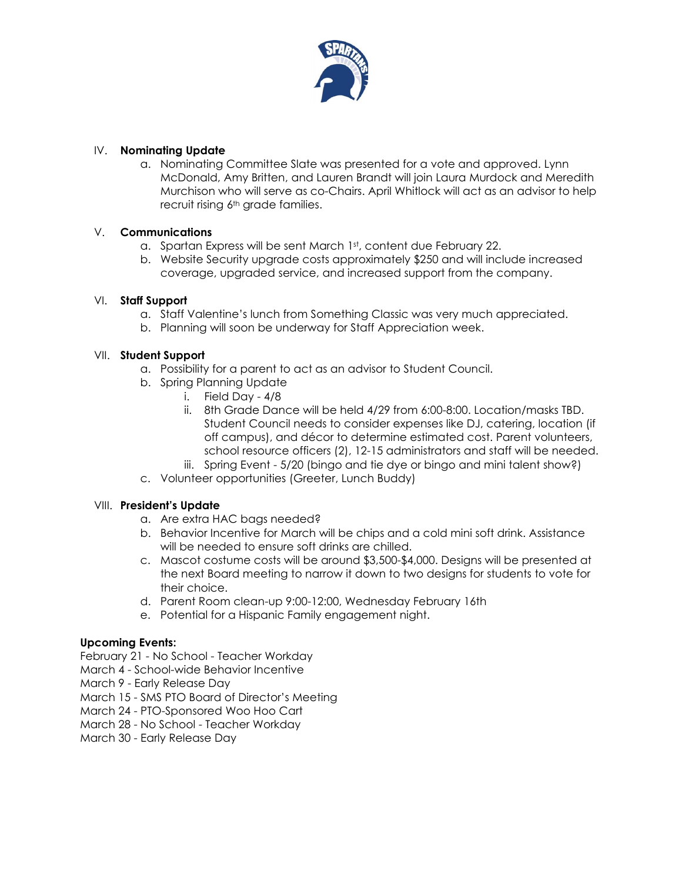## IV. **Nominating Update**

a. Nominating Committee Slate was presented for a vote and approved. Lynn McDonald, Amy Britten, and Lauren Brandt will join Laura Murdock and Meredith Murchison who will serve as co-Chairs. April Whitlock will act as an advisor to help recruit rising 6th grade families.

## V. **Communications**

a. Spartan Express will be sent March 1st, content due February 22.
b. Website Security upgrade costs approximately $250 and will include increased coverage, upgraded service, and increased support from the company.

## VI. **Staff Support**

a. Staff Valentine's lunch from Something Classic was very much appreciated.
b. Planning will soon be underway for Staff Appreciation week.

## VII. **Student Support**

a. Possibility for a parent to act as an advisor to Student Council.
b. Spring Planning Update
   i. Field Day - 4/8
   ii. 8th Grade Dance will be held 4/29 from 6:00-8:00. Location/masks TBD. Student Council needs to consider expenses like DJ, catering, location (if off campus), and décor to determine estimated cost. Parent volunteers, school resource officers (2), 12-15 administrators and staff will be needed.
   iii. Spring Event - 5/20 (bingo and tie dye or bingo and mini talent show?)
c. Volunteer opportunities (Greeter, Lunch Buddy)

## VIII. **President's Update**

a. Are extra HAC bags needed?
b. Behavior Incentive for March will be chips and a cold mini soft drink. Assistance will be needed to ensure soft drinks are chilled.
c. Mascot costume costs will be around $3,500-$4,000. Designs will be presented at the next Board meeting to narrow it down to two designs for students to vote for their choice.
d. Parent Room clean-up 9:00-12:00, Wednesday February 16th
e. Potential for a Hispanic Family engagement night.

**Upcoming Events:**

February 21 - No School - Teacher Workday
March 4 - School-wide Behavior Incentive
March 9 - Early Release Day
March 15 - SMS PTO Board of Director's Meeting
March 24 - PTO-Sponsored Woo Hoo Cart
March 28 - No School - Teacher Workday
March 30 - Early Release Day